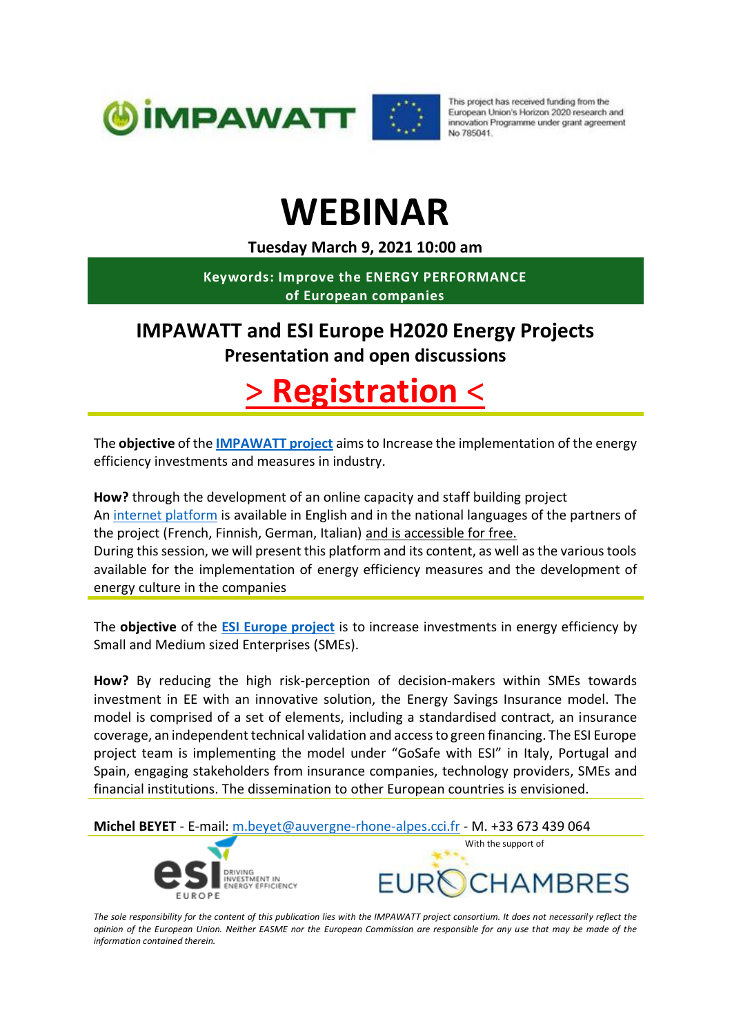This project has received funding from the European Union's Horizon 2020 research and innovation Programme under grant agreement No 785041.

# WEBINAR

**Tuesday March 9, 2021 10:00 am**

**Keywords: Improve the ENERGY PERFORMANCE of European companies**

## IMPAWATT and ESI Europe H2020 Energy Projects

### Presentation and open discussions

## > Registration <

The **objective** of the **IMPAWATT project** aims to Increase the implementation of the energy efficiency investments and measures in industry.

**How?** through the development of an online capacity and staff building project
An internet platform is available in English and in the national languages of the partners of the project (French, Finnish, German, Italian) and is accessible for free.
During this session, we will present this platform and its content, as well as the various tools available for the implementation of energy efficiency measures and the development of energy culture in the companies

The **objective** of the **ESI Europe project** is to increase investments in energy efficiency by Small and Medium sized Enterprises (SMEs).

**How?** By reducing the high risk-perception of decision-makers within SMEs towards investment in EE with an innovative solution, the Energy Savings Insurance model. The model is comprised of a set of elements, including a standardised contract, an insurance coverage, an independent technical validation and access to green financing. The ESI Europe project team is implementing the model under "GoSafe with ESI" in Italy, Portugal and Spain, engaging stakeholders from insurance companies, technology providers, SMEs and financial institutions. The dissemination to other European countries is envisioned.

**Michel BEYET** - E-mail: m.beyet@auvergne-rhone-alpes.cci.fr - M. +33 673 439 064

With the support of

*The sole responsibility for the content of this publication lies with the IMPAWATT project consortium. It does not necessarily reflect the opinion of the European Union. Neither EASME nor the European Commission are responsible for any use that may be made of the information contained therein.*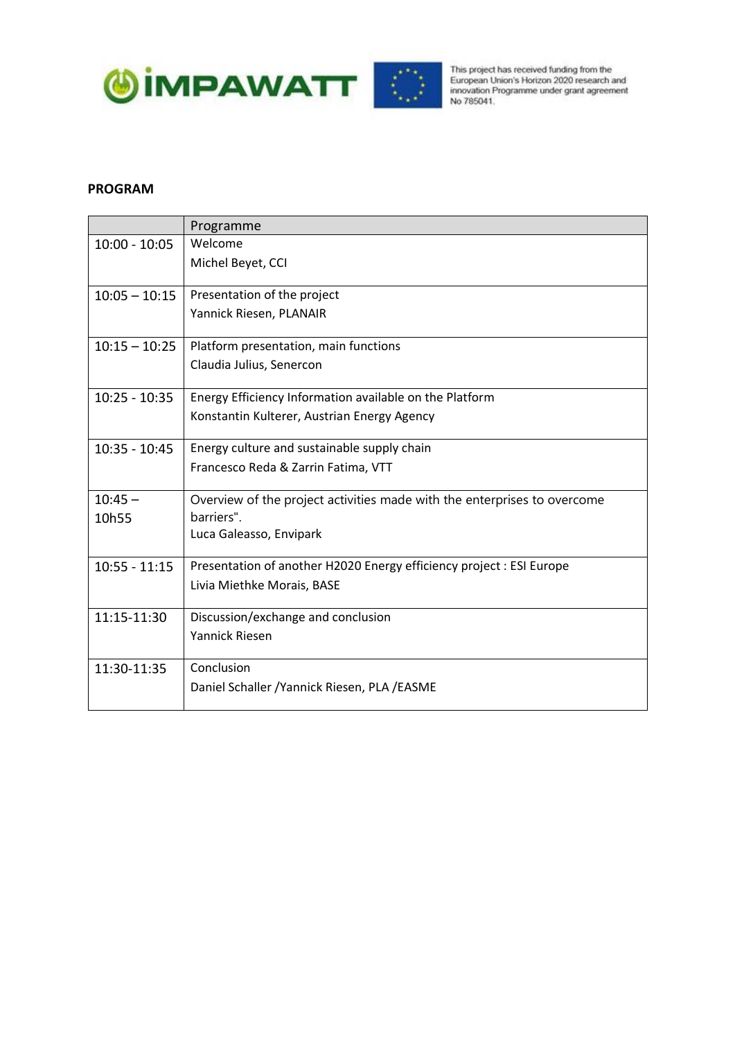This project has received funding from the European Union's Horizon 2020 research and innovation Programme under grant agreement No 785041.

**PROGRAM**

| | Programme |
|---|---|
| 10:00 - 10:05 | Welcome<br>Michel Beyet, CCI |
| 10:05 – 10:15 | Presentation of the project<br>Yannick Riesen, PLANAIR |
| 10:15 – 10:25 | Platform presentation, main functions<br>Claudia Julius, Senercon |
| 10:25 - 10:35 | Energy Efficiency Information available on the Platform<br>Konstantin Kulterer, Austrian Energy Agency |
| 10:35 - 10:45 | Energy culture and sustainable supply chain<br>Francesco Reda & Zarrin Fatima, VTT |
| 10:45 – 10h55 | Overview of the project activities made with the enterprises to overcome barriers".<br>Luca Galeasso, Envipark |
| 10:55 - 11:15 | Presentation of another H2020 Energy efficiency project : ESI Europe<br>Livia Miethke Morais, BASE |
| 11:15-11:30 | Discussion/exchange and conclusion<br>Yannick Riesen |
| 11:30-11:35 | Conclusion<br>Daniel Schaller /Yannick Riesen, PLA /EASME |